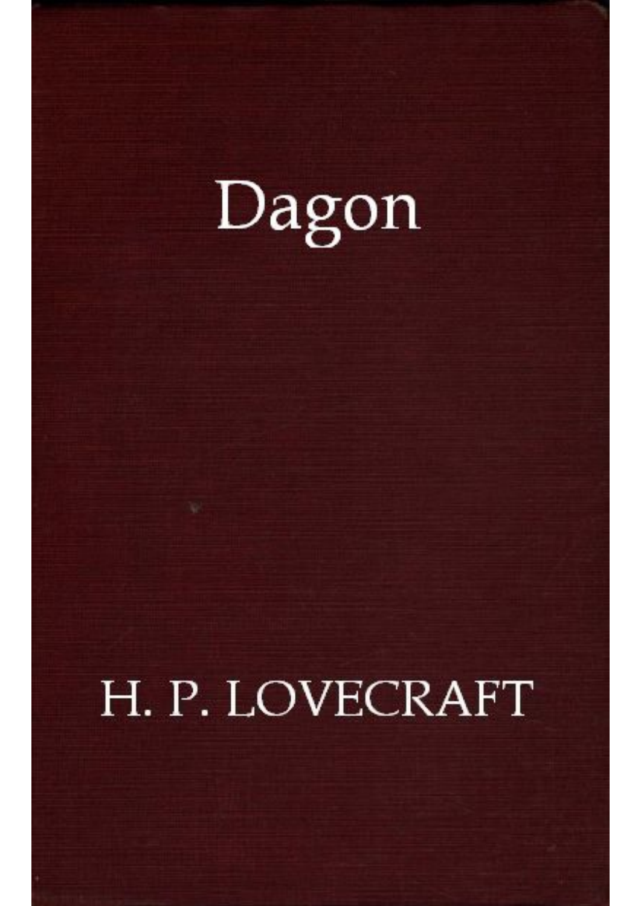# Dagon

H. P. LOVECRAFT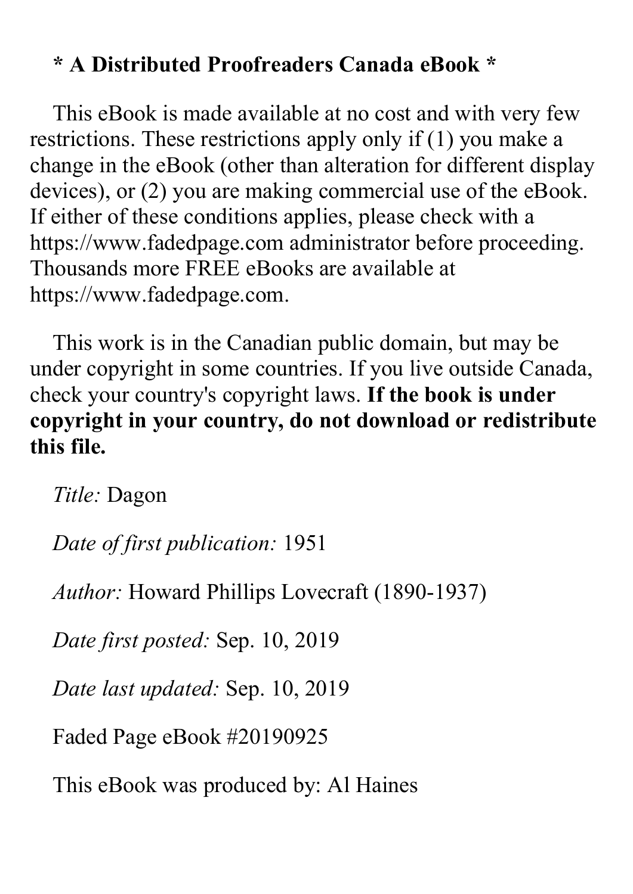**\* A Distributed Proofreaders Canada eBook \***

This eBook is made available at no cost and with very few restrictions. These restrictions apply only if (1) you make a change in the eBook (other than alteration for different display devices), or (2) you are making commercial use of the eBook. If either of these conditions applies, please check with a https://www.fadedpage.com administrator before proceeding. Thousands more FREE eBooks are available at https://www.fadedpage.com.

This work is in the Canadian public domain, but may be under copyright in some countries. If you live outside Canada, check your country's copyright laws. **If the book is under copyright in your country, do not download or redistribute this file.**

*Title:* Dagon

*Date of first publication:* 1951

*Author:* Howard Phillips Lovecraft (1890-1937)

*Date first posted:* Sep. 10, 2019

*Date last updated:* Sep. 10, 2019

Faded Page eBook #20190925

This eBook was produced by: Al Haines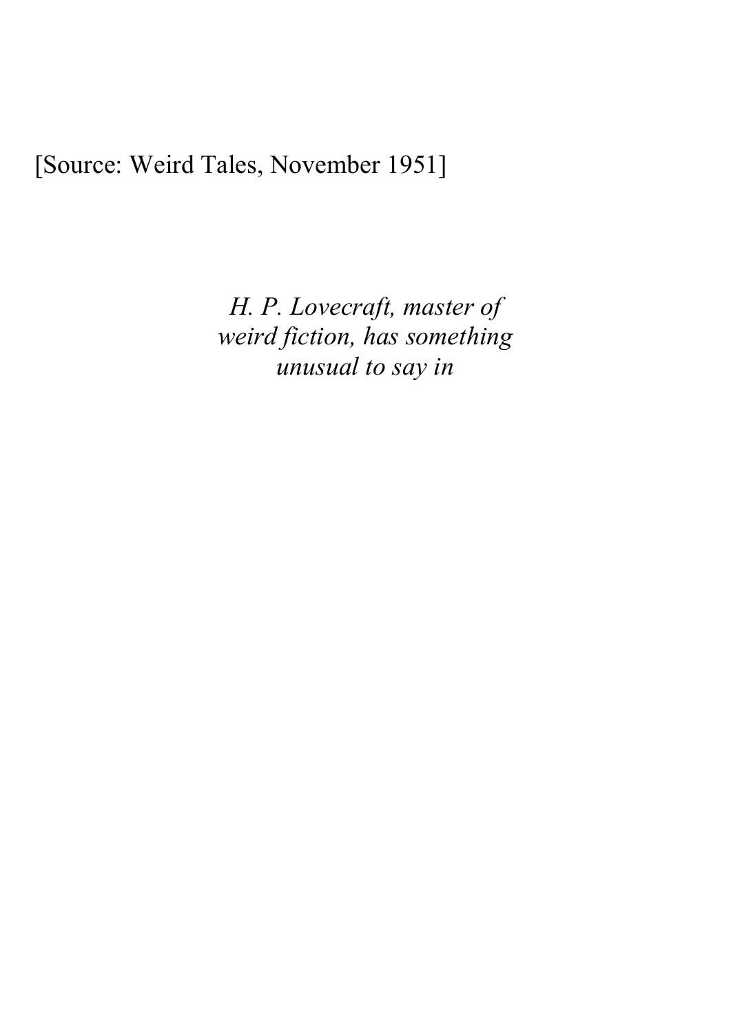[Source: Weird Tales, November 1951]

*H. P. Lovecraft, master of weird fiction, has something unusual to say in*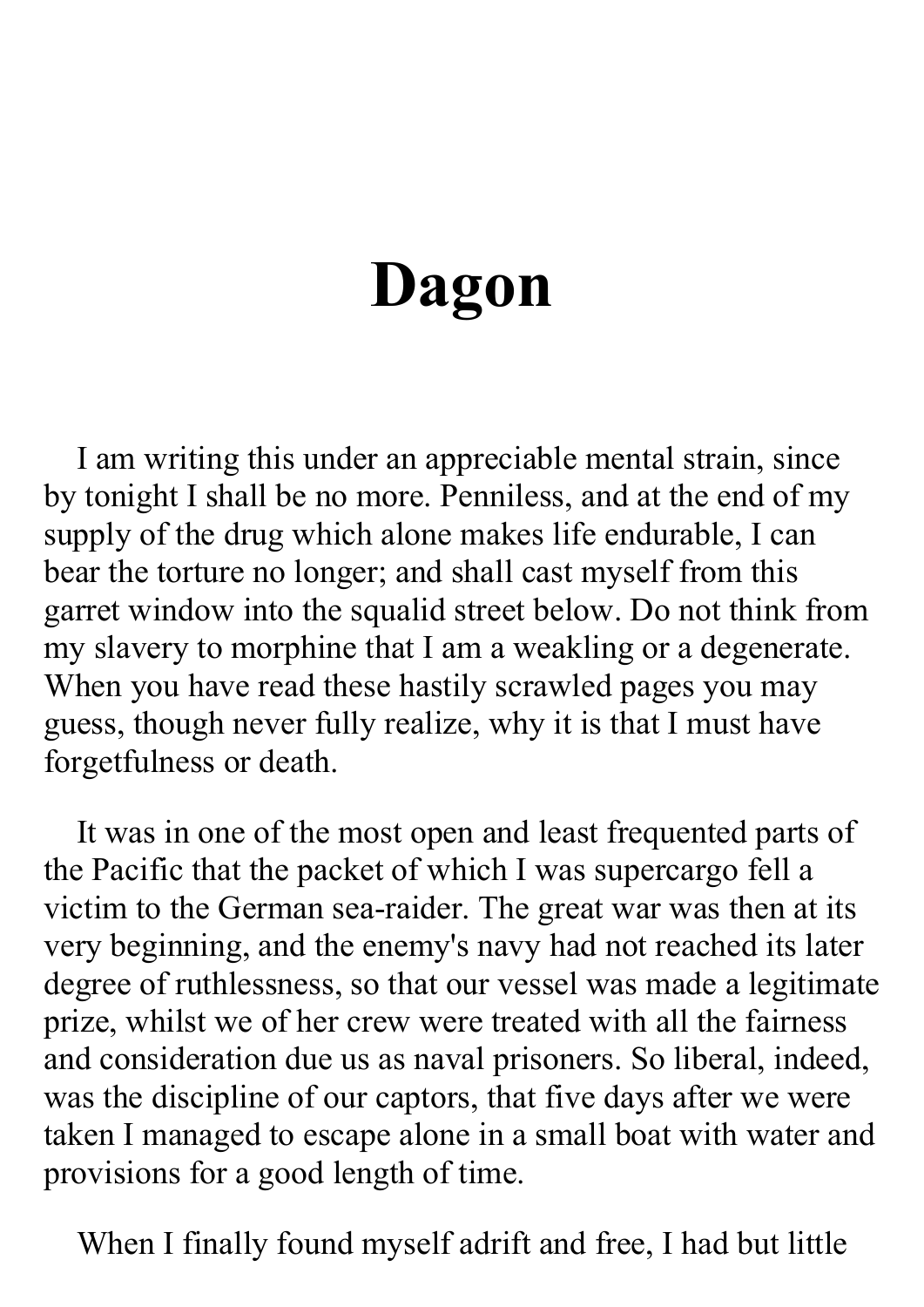# Dagon

I am writing this under an appreciable mental strain, since by tonight I shall be no more. Penniless, and at the end of my supply of the drug which alone makes life endurable, I can bear the torture no longer; and shall cast myself from this garret window into the squalid street below. Do not think from my slavery to morphine that I am a weakling or a degenerate. When you have read these hastily scrawled pages you may guess, though never fully realize, why it is that I must have forgetfulness or death.

It was in one of the most open and least frequented parts of the Pacific that the packet of which I was supercargo fell a victim to the German sea-raider. The great war was then at its very beginning, and the enemy's navy had not reached its later degree of ruthlessness, so that our vessel was made a legitimate prize, whilst we of her crew were treated with all the fairness and consideration due us as naval prisoners. So liberal, indeed, was the discipline of our captors, that five days after we were taken I managed to escape alone in a small boat with water and provisions for a good length of time.

When I finally found myself adrift and free, I had but little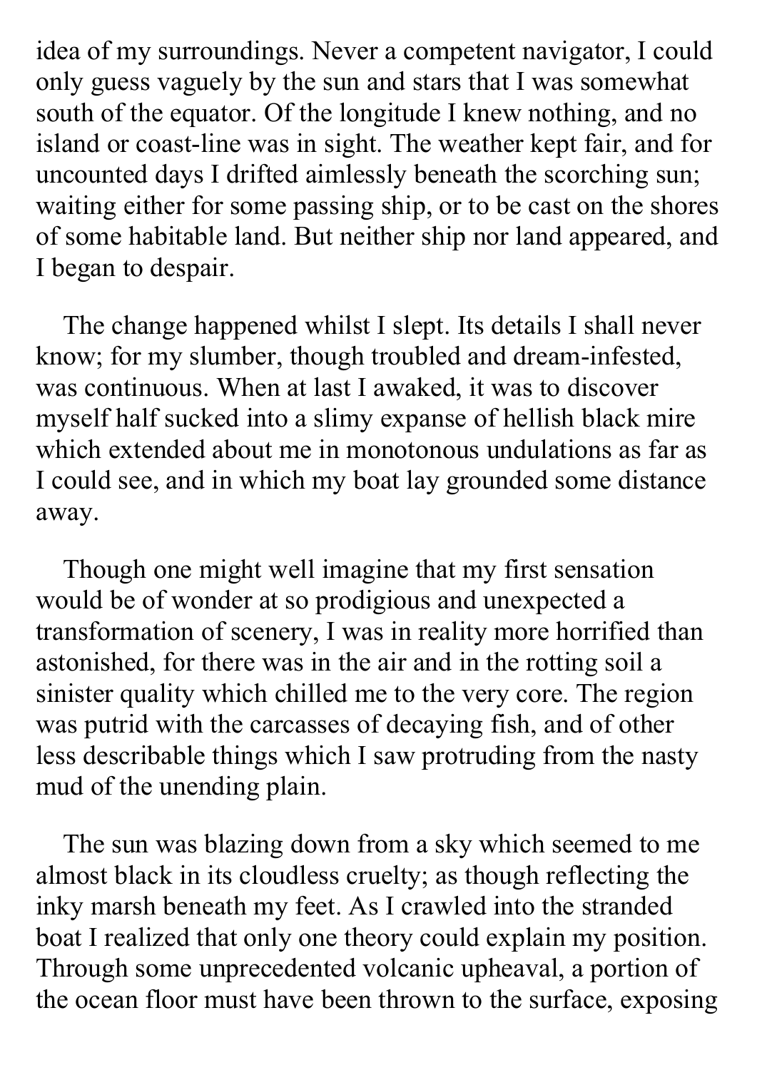idea of my surroundings. Never a competent navigator, I could only guess vaguely by the sun and stars that I was somewhat south of the equator. Of the longitude I knew nothing, and no island or coast-line was in sight. The weather kept fair, and for uncounted days I drifted aimlessly beneath the scorching sun; waiting either for some passing ship, or to be cast on the shores of some habitable land. But neither ship nor land appeared, and I began to despair.

The change happened whilst I slept. Its details I shall never know; for my slumber, though troubled and dream-infested, was continuous. When at last I awaked, it was to discover myself half sucked into a slimy expanse of hellish black mire which extended about me in monotonous undulations as far as I could see, and in which my boat lay grounded some distance away.

Though one might well imagine that my first sensation would be of wonder at so prodigious and unexpected a transformation of scenery, I was in reality more horrified than astonished, for there was in the air and in the rotting soil a sinister quality which chilled me to the very core. The region was putrid with the carcasses of decaying fish, and of other less describable things which I saw protruding from the nasty mud of the unending plain.

The sun was blazing down from a sky which seemed to me almost black in its cloudless cruelty; as though reflecting the inky marsh beneath my feet. As I crawled into the stranded boat I realized that only one theory could explain my position. Through some unprecedented volcanic upheaval, a portion of the ocean floor must have been thrown to the surface, exposing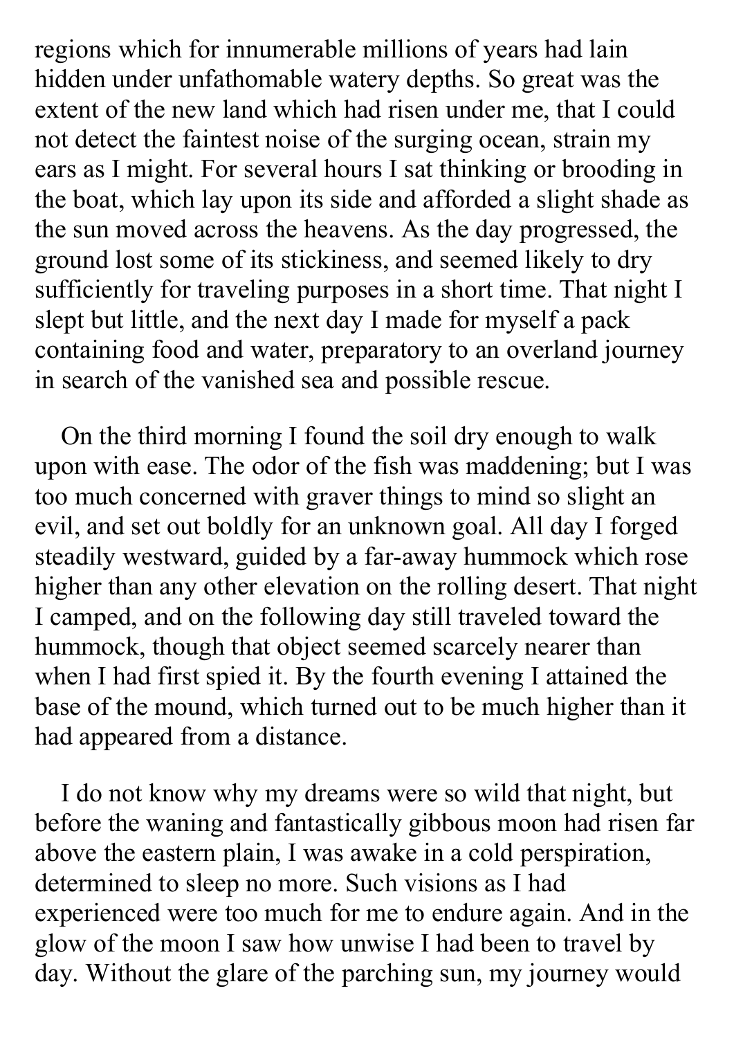regions which for innumerable millions of years had lain hidden under unfathomable watery depths. So great was the extent of the new land which had risen under me, that I could not detect the faintest noise of the surging ocean, strain my ears as I might. For several hours I sat thinking or brooding in the boat, which lay upon its side and afforded a slight shade as the sun moved across the heavens. As the day progressed, the ground lost some of its stickiness, and seemed likely to dry sufficiently for traveling purposes in a short time. That night I slept but little, and the next day I made for myself a pack containing food and water, preparatory to an overland journey in search of the vanished sea and possible rescue.

On the third morning I found the soil dry enough to walk upon with ease. The odor of the fish was maddening; but I was too much concerned with graver things to mind so slight an evil, and set out boldly for an unknown goal. All day I forged steadily westward, guided by a far-away hummock which rose higher than any other elevation on the rolling desert. That night I camped, and on the following day still traveled toward the hummock, though that object seemed scarcely nearer than when I had first spied it. By the fourth evening I attained the base of the mound, which turned out to be much higher than it had appeared from a distance.

I do not know why my dreams were so wild that night, but before the waning and fantastically gibbous moon had risen far above the eastern plain, I was awake in a cold perspiration, determined to sleep no more. Such visions as I had experienced were too much for me to endure again. And in the glow of the moon I saw how unwise I had been to travel by day. Without the glare of the parching sun, my journey would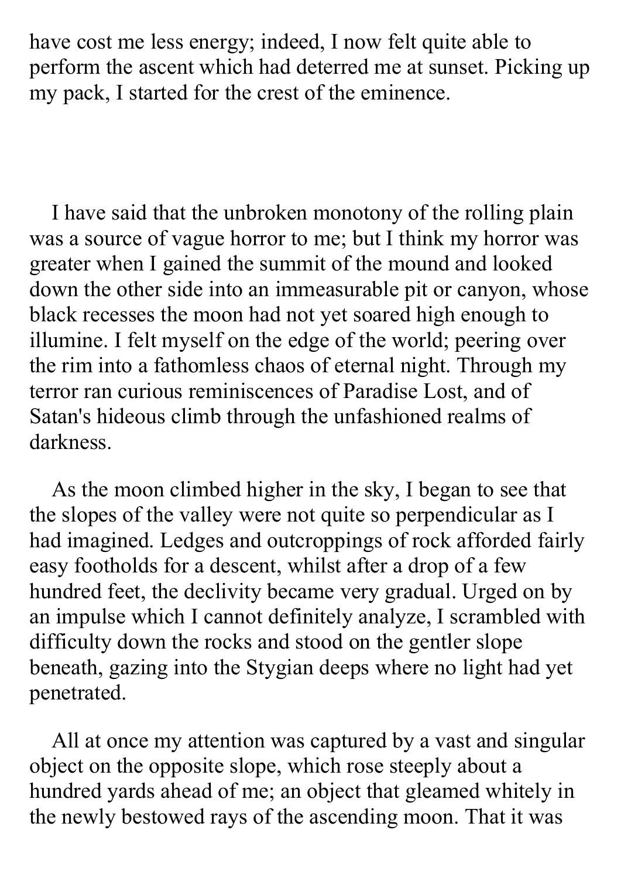have cost me less energy; indeed, I now felt quite able to perform the ascent which had deterred me at sunset. Picking up my pack, I started for the crest of the eminence.

I have said that the unbroken monotony of the rolling plain was a source of vague horror to me; but I think my horror was greater when I gained the summit of the mound and looked down the other side into an immeasurable pit or canyon, whose black recesses the moon had not yet soared high enough to illumine. I felt myself on the edge of the world; peering over the rim into a fathomless chaos of eternal night. Through my terror ran curious reminiscences of Paradise Lost, and of Satan's hideous climb through the unfashioned realms of darkness.

As the moon climbed higher in the sky, I began to see that the slopes of the valley were not quite so perpendicular as I had imagined. Ledges and outcroppings of rock afforded fairly easy footholds for a descent, whilst after a drop of a few hundred feet, the declivity became very gradual. Urged on by an impulse which I cannot definitely analyze, I scrambled with difficulty down the rocks and stood on the gentler slope beneath, gazing into the Stygian deeps where no light had yet penetrated.

All at once my attention was captured by a vast and singular object on the opposite slope, which rose steeply about a hundred yards ahead of me; an object that gleamed whitely in the newly bestowed rays of the ascending moon. That it was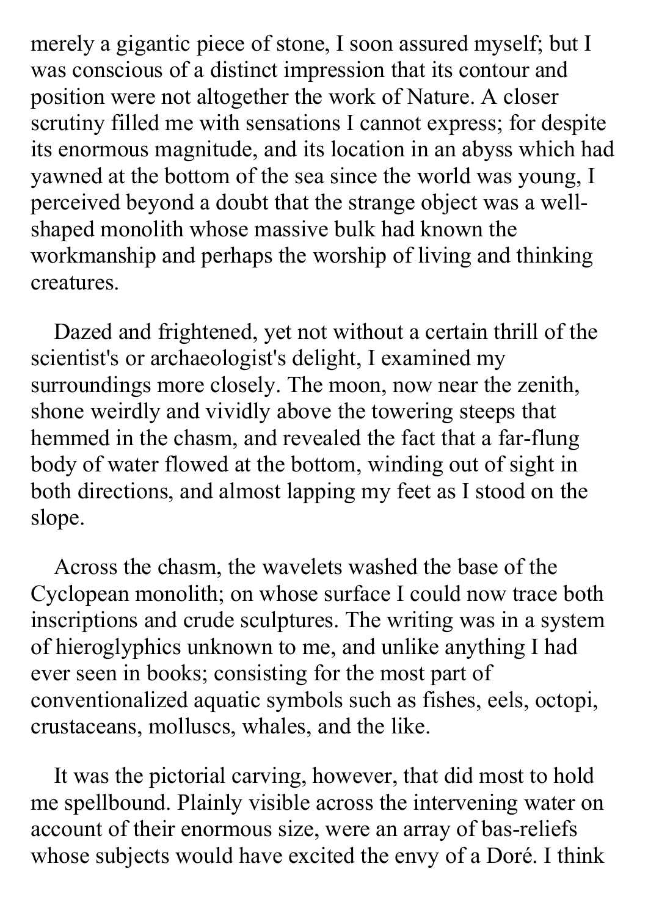merely a gigantic piece of stone, I soon assured myself; but I was conscious of a distinct impression that its contour and position were not altogether the work of Nature. A closer scrutiny filled me with sensations I cannot express; for despite its enormous magnitude, and its location in an abyss which had yawned at the bottom of the sea since the world was young, I perceived beyond a doubt that the strange object was a well-shaped monolith whose massive bulk had known the workmanship and perhaps the worship of living and thinking creatures.

Dazed and frightened, yet not without a certain thrill of the scientist's or archaeologist's delight, I examined my surroundings more closely. The moon, now near the zenith, shone weirdly and vividly above the towering steeps that hemmed in the chasm, and revealed the fact that a far-flung body of water flowed at the bottom, winding out of sight in both directions, and almost lapping my feet as I stood on the slope.

Across the chasm, the wavelets washed the base of the Cyclopean monolith; on whose surface I could now trace both inscriptions and crude sculptures. The writing was in a system of hieroglyphics unknown to me, and unlike anything I had ever seen in books; consisting for the most part of conventionalized aquatic symbols such as fishes, eels, octopi, crustaceans, molluscs, whales, and the like.

It was the pictorial carving, however, that did most to hold me spellbound. Plainly visible across the intervening water on account of their enormous size, were an array of bas-reliefs whose subjects would have excited the envy of a Doré. I think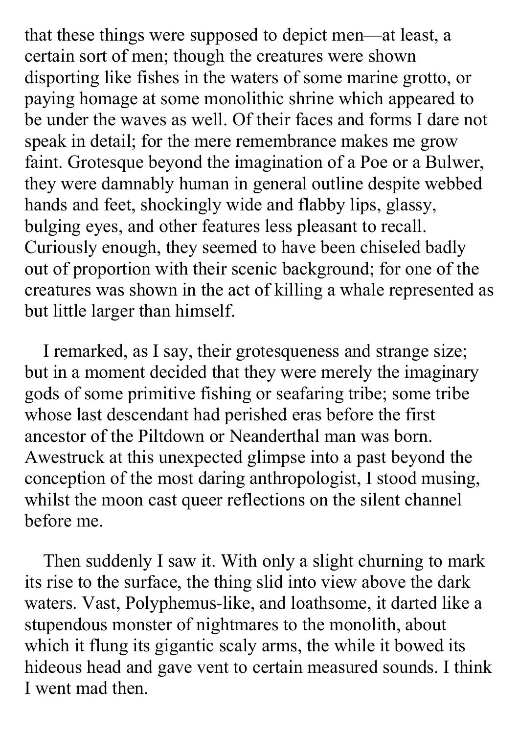that these things were supposed to depict men—at least, a certain sort of men; though the creatures were shown disporting like fishes in the waters of some marine grotto, or paying homage at some monolithic shrine which appeared to be under the waves as well. Of their faces and forms I dare not speak in detail; for the mere remembrance makes me grow faint. Grotesque beyond the imagination of a Poe or a Bulwer, they were damnably human in general outline despite webbed hands and feet, shockingly wide and flabby lips, glassy, bulging eyes, and other features less pleasant to recall. Curiously enough, they seemed to have been chiseled badly out of proportion with their scenic background; for one of the creatures was shown in the act of killing a whale represented as but little larger than himself.

I remarked, as I say, their grotesqueness and strange size; but in a moment decided that they were merely the imaginary gods of some primitive fishing or seafaring tribe; some tribe whose last descendant had perished eras before the first ancestor of the Piltdown or Neanderthal man was born. Awestruck at this unexpected glimpse into a past beyond the conception of the most daring anthropologist, I stood musing, whilst the moon cast queer reflections on the silent channel before me.

Then suddenly I saw it. With only a slight churning to mark its rise to the surface, the thing slid into view above the dark waters. Vast, Polyphemus-like, and loathsome, it darted like a stupendous monster of nightmares to the monolith, about which it flung its gigantic scaly arms, the while it bowed its hideous head and gave vent to certain measured sounds. I think I went mad then.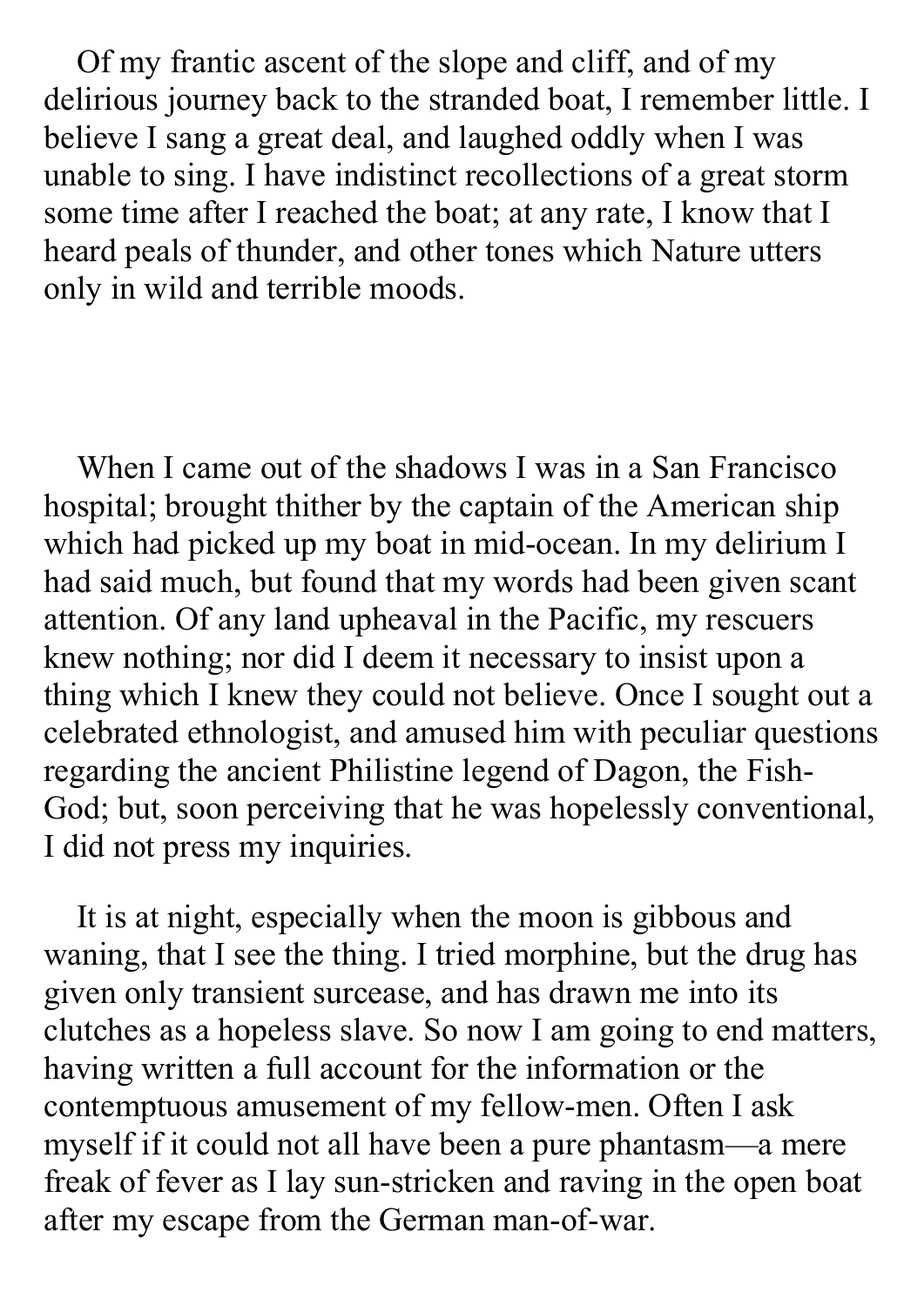Of my frantic ascent of the slope and cliff, and of my delirious journey back to the stranded boat, I remember little. I believe I sang a great deal, and laughed oddly when I was unable to sing. I have indistinct recollections of a great storm some time after I reached the boat; at any rate, I know that I heard peals of thunder, and other tones which Nature utters only in wild and terrible moods.

When I came out of the shadows I was in a San Francisco hospital; brought thither by the captain of the American ship which had picked up my boat in mid-ocean. In my delirium I had said much, but found that my words had been given scant attention. Of any land upheaval in the Pacific, my rescuers knew nothing; nor did I deem it necessary to insist upon a thing which I knew they could not believe. Once I sought out a celebrated ethnologist, and amused him with peculiar questions regarding the ancient Philistine legend of Dagon, the Fish-God; but, soon perceiving that he was hopelessly conventional, I did not press my inquiries.

It is at night, especially when the moon is gibbous and waning, that I see the thing. I tried morphine, but the drug has given only transient surcease, and has drawn me into its clutches as a hopeless slave. So now I am going to end matters, having written a full account for the information or the contemptuous amusement of my fellow-men. Often I ask myself if it could not all have been a pure phantasm—a mere freak of fever as I lay sun-stricken and raving in the open boat after my escape from the German man-of-war.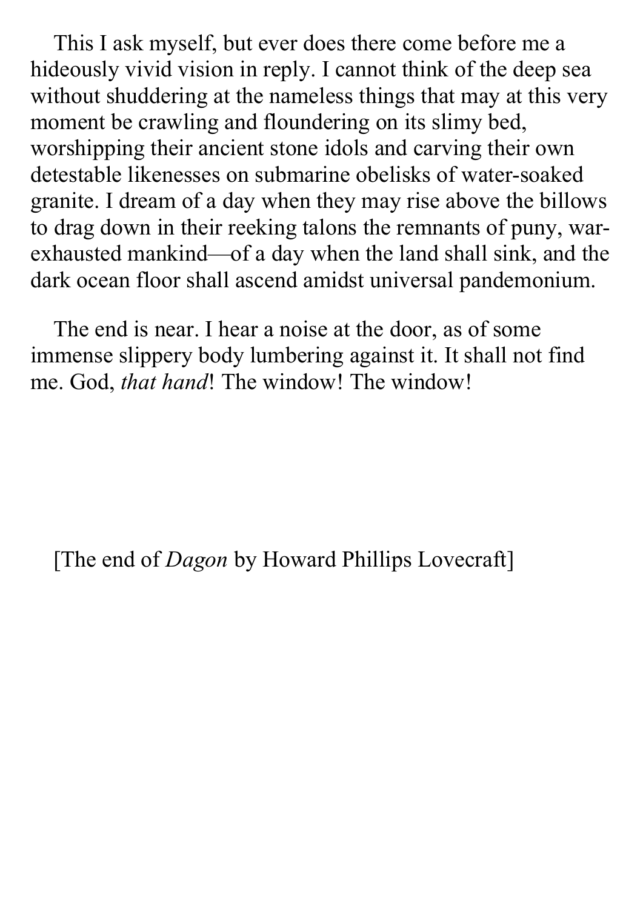This I ask myself, but ever does there come before me a hideously vivid vision in reply. I cannot think of the deep sea without shuddering at the nameless things that may at this very moment be crawling and floundering on its slimy bed, worshipping their ancient stone idols and carving their own detestable likenesses on submarine obelisks of water-soaked granite. I dream of a day when they may rise above the billows to drag down in their reeking talons the remnants of puny, war-exhausted mankind—of a day when the land shall sink, and the dark ocean floor shall ascend amidst universal pandemonium.

The end is near. I hear a noise at the door, as of some immense slippery body lumbering against it. It shall not find me. God, *that hand*! The window! The window!

[The end of *Dagon* by Howard Phillips Lovecraft]